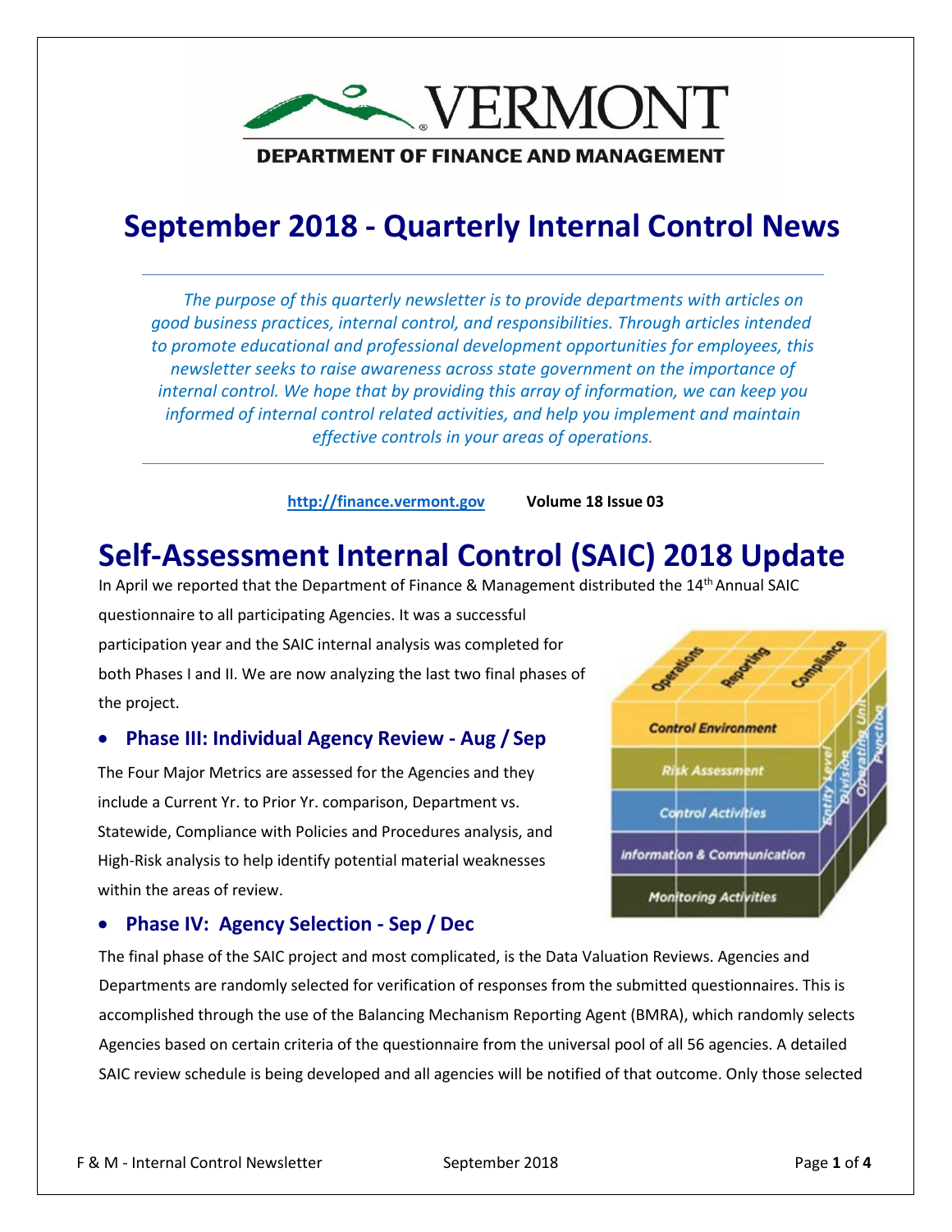VERMONT

DEPARTMENT OF FINANCE AND MANAGEMENT

# September 2018 - Quarterly Internal Control News

*The purpose of this quarterly newsletter is to provide departments with articles on good business practices, internal control, and responsibilities. Through articles intended to promote educational and professional development opportunities for employees, this newsletter seeks to raise awareness across state government on the importance of internal control. We hope that by providing this array of information, we can keep you informed of internal control related activities, and help you implement and maintain effective controls in your areas of operations.*

**http://finance.vermont.gov** **Volume 18 Issue 03**

# Self-Assessment Internal Control (SAIC) 2018 Update

In April we reported that the Department of Finance & Management distributed the 14th Annual SAIC questionnaire to all participating Agencies. It was a successful participation year and the SAIC internal analysis was completed for both Phases I and II. We are now analyzing the last two final phases of the project.

- **Phase III: Individual Agency Review - Aug / Sep**

The Four Major Metrics are assessed for the Agencies and they include a Current Yr. to Prior Yr. comparison, Department vs. Statewide, Compliance with Policies and Procedures analysis, and High-Risk analysis to help identify potential material weaknesses within the areas of review.

- **Phase IV: Agency Selection - Sep / Dec**

The final phase of the SAIC project and most complicated, is the Data Valuation Reviews. Agencies and Departments are randomly selected for verification of responses from the submitted questionnaires. This is accomplished through the use of the Balancing Mechanism Reporting Agent (BMRA), which randomly selects Agencies based on certain criteria of the questionnaire from the universal pool of all 56 agencies. A detailed SAIC review schedule is being developed and all agencies will be notified of that outcome. Only those selected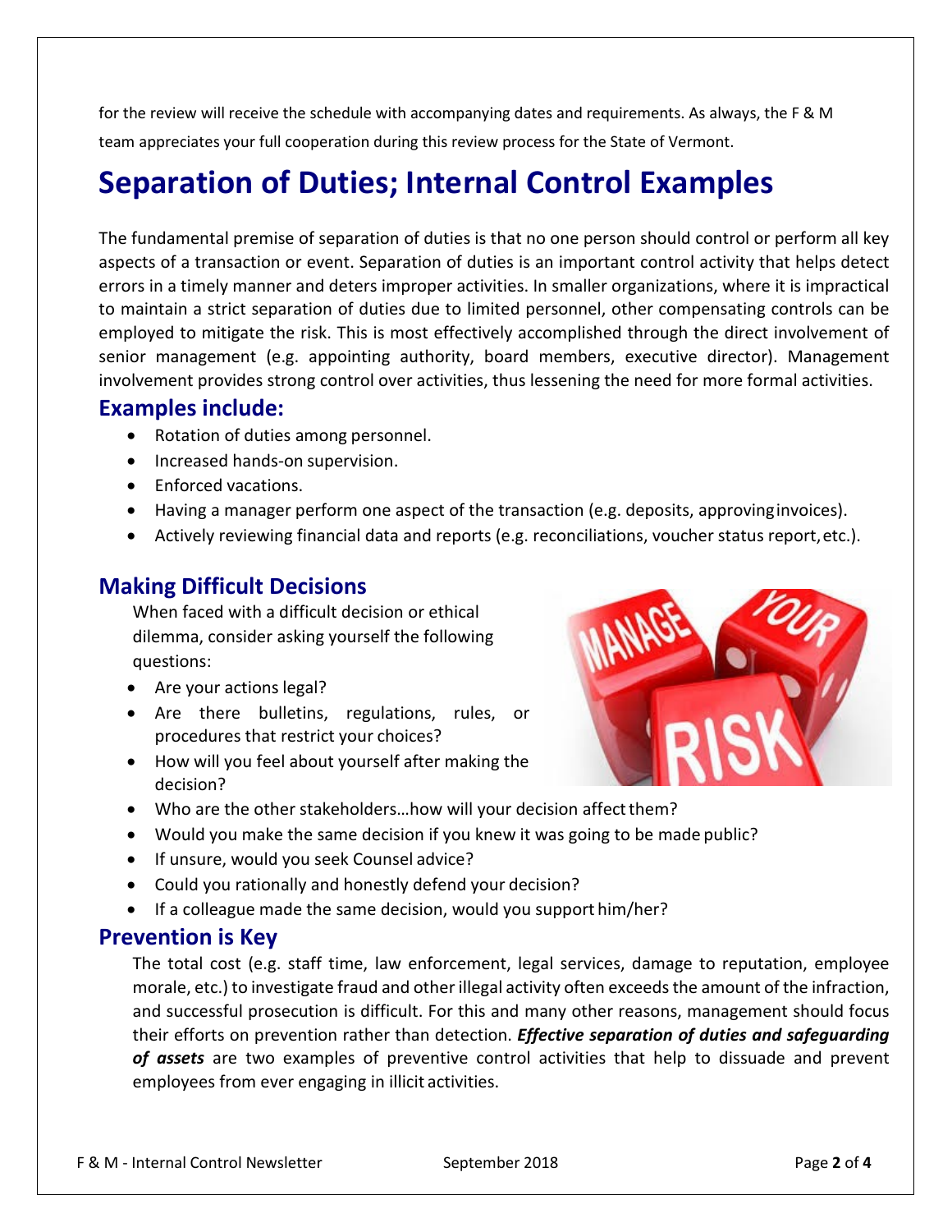for the review will receive the schedule with accompanying dates and requirements. As always, the F & M team appreciates your full cooperation during this review process for the State of Vermont.

# Separation of Duties; Internal Control Examples

The fundamental premise of separation of duties is that no one person should control or perform all key aspects of a transaction or event. Separation of duties is an important control activity that helps detect errors in a timely manner and deters improper activities. In smaller organizations, where it is impractical to maintain a strict separation of duties due to limited personnel, other compensating controls can be employed to mitigate the risk. This is most effectively accomplished through the direct involvement of senior management (e.g. appointing authority, board members, executive director). Management involvement provides strong control over activities, thus lessening the need for more formal activities.

## Examples include:

- Rotation of duties among personnel.
- Increased hands-on supervision.
- Enforced vacations.
- Having a manager perform one aspect of the transaction (e.g. deposits, approving invoices).
- Actively reviewing financial data and reports (e.g. reconciliations, voucher status report, etc.).

## Making Difficult Decisions

When faced with a difficult decision or ethical dilemma, consider asking yourself the following questions:

- Are your actions legal?
- Are there bulletins, regulations, rules, or procedures that restrict your choices?
- How will you feel about yourself after making the decision?
- Who are the other stakeholders…how will your decision affect them?
- Would you make the same decision if you knew it was going to be made public?
- If unsure, would you seek Counsel advice?
- Could you rationally and honestly defend your decision?
- If a colleague made the same decision, would you support him/her?

## Prevention is Key

The total cost (e.g. staff time, law enforcement, legal services, damage to reputation, employee morale, etc.) to investigate fraud and other illegal activity often exceeds the amount of the infraction, and successful prosecution is difficult. For this and many other reasons, management should focus their efforts on prevention rather than detection. ***Effective separation of duties and safeguarding of assets*** are two examples of preventive control activities that help to dissuade and prevent employees from ever engaging in illicit activities.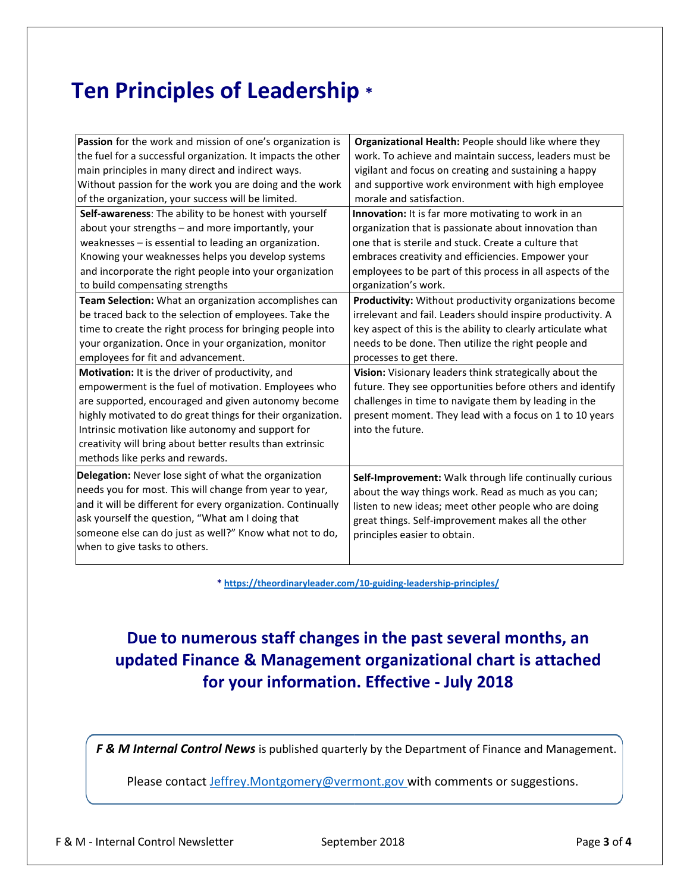# Ten Principles of Leadership *

| | |
|---|---|
| **Passion** for the work and mission of one's organization is the fuel for a successful organization. It impacts the other main principles in many direct and indirect ways. Without passion for the work you are doing and the work of the organization, your success will be limited. | **Organizational Health:** People should like where they work. To achieve and maintain success, leaders must be vigilant and focus on creating and sustaining a happy and supportive work environment with high employee morale and satisfaction. |
| **Self-awareness**: The ability to be honest with yourself about your strengths – and more importantly, your weaknesses – is essential to leading an organization. Knowing your weaknesses helps you develop systems and incorporate the right people into your organization to build compensating strengths | **Innovation:** It is far more motivating to work in an organization that is passionate about innovation than one that is sterile and stuck. Create a culture that embraces creativity and efficiencies. Empower your employees to be part of this process in all aspects of the organization's work. |
| **Team Selection:** What an organization accomplishes can be traced back to the selection of employees. Take the time to create the right process for bringing people into your organization. Once in your organization, monitor employees for fit and advancement. | **Productivity:** Without productivity organizations become irrelevant and fail. Leaders should inspire productivity. A key aspect of this is the ability to clearly articulate what needs to be done. Then utilize the right people and processes to get there. |
| **Motivation:** It is the driver of productivity, and empowerment is the fuel of motivation. Employees who are supported, encouraged and given autonomy become highly motivated to do great things for their organization. Intrinsic motivation like autonomy and support for creativity will bring about better results than extrinsic methods like perks and rewards. | **Vision:** Visionary leaders think strategically about the future. They see opportunities before others and identify challenges in time to navigate them by leading in the present moment. They lead with a focus on 1 to 10 years into the future. |
| **Delegation:** Never lose sight of what the organization needs you for most. This will change from year to year, and it will be different for every organization. Continually ask yourself the question, "What am I doing that someone else can do just as well?" Know what not to do, when to give tasks to others. | **Self-Improvement:** Walk through life continually curious about the way things work. Read as much as you can; listen to new ideas; meet other people who are doing great things. Self-improvement makes all the other principles easier to obtain. |

* https://theordinaryleader.com/10-guiding-leadership-principles/

## Due to numerous staff changes in the past several months, an updated Finance & Management organizational chart is attached for your information. Effective - July 2018

***F & M Internal Control News*** is published quarterly by the Department of Finance and Management.

Please contact Jeffrey.Montgomery@vermont.gov with comments or suggestions.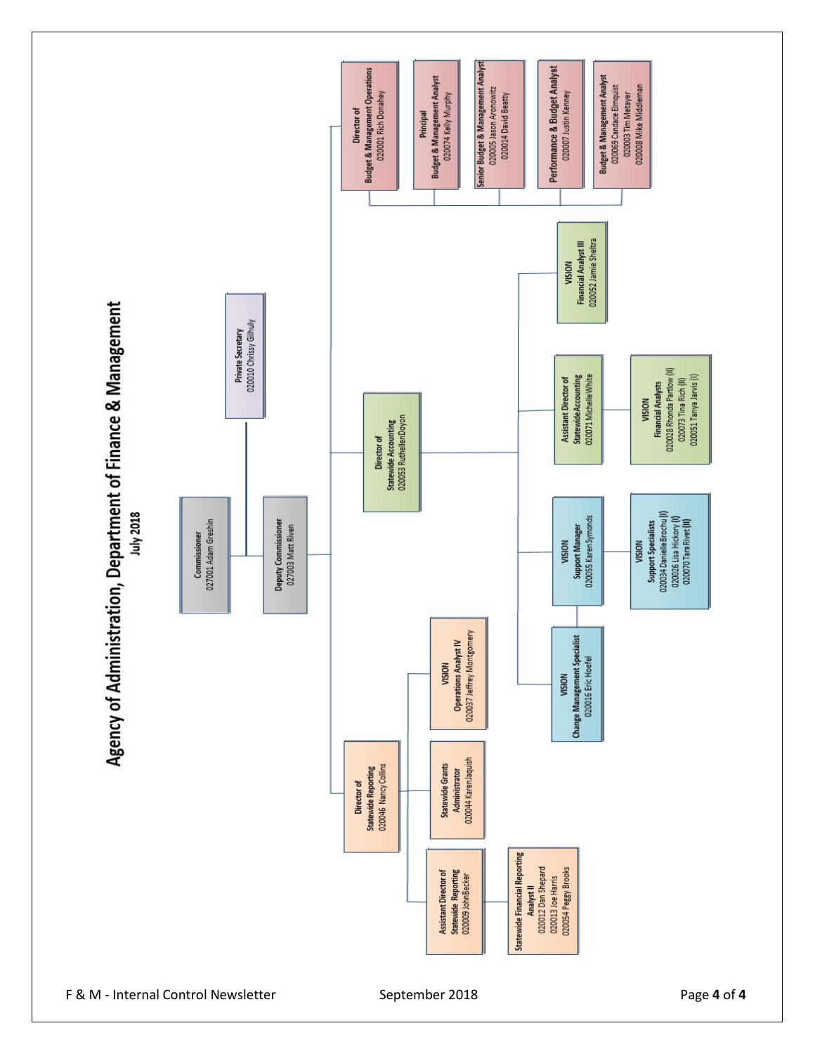# Agency of Administration, Department of Finance & Management

**July 2018**

**Commissioner**
027001 Adam Greshin

**Private Secretary**
020010 Chrissy Gilhuly

**Deputy Commissioner**
027003 Matt Riven

## Director of Statewide Reporting
020046 Nancy Collins

- **Assistant Director of Statewide Reporting**
  020009 John Becker
  - **Statewide Financial Reporting Analyst II**
    020012 Dan Shepard
    020013 Joe Harris
    020054 Peggy Brooks
- **Statewide Grants Administrator**
  020044 Karen Jaquish
- **VISION Operations Analyst IV**
  020037 Jeffrey Montgomery

## Director of Statewide Accounting
020053 Ruthellen Doyon

- **VISION Change Management Specialist**
  020016 Eric Hoefel
- **VISION Support Manager**
  020055 Karen Symonds
  - **VISION Support Specialists**
    020034 Danielle Brochu (I)
    020026 Lisa Hickory (I)
    020070 Tara Rivet (III)
- **Assistant Director of Statewide Accounting**
  020071 Michelle White
  - **VISION Financial Analysts**
    020028 Rhonda Partlow (II)
    020073 Tina Rich (II)
    020051 Tanya Jarvis (I)
- **VISION Financial Analyst III**
  020052 Jamie Sheltra

## Director of Budget & Management Operations
020001 Rich Donahey

- **Principal Budget & Management Analyst**
  020074 Kelly Murphy
- **Senior Budget & Management Analyst**
  020005 Jason Aronowitz
  020014 David Beatty
- **Performance & Budget Analyst**
  020007 Justin Kenney
- **Budget & Management Analyst**
  020069 Candace Elmquist
  020003 Tim Metayer
  020008 Mike Middleman